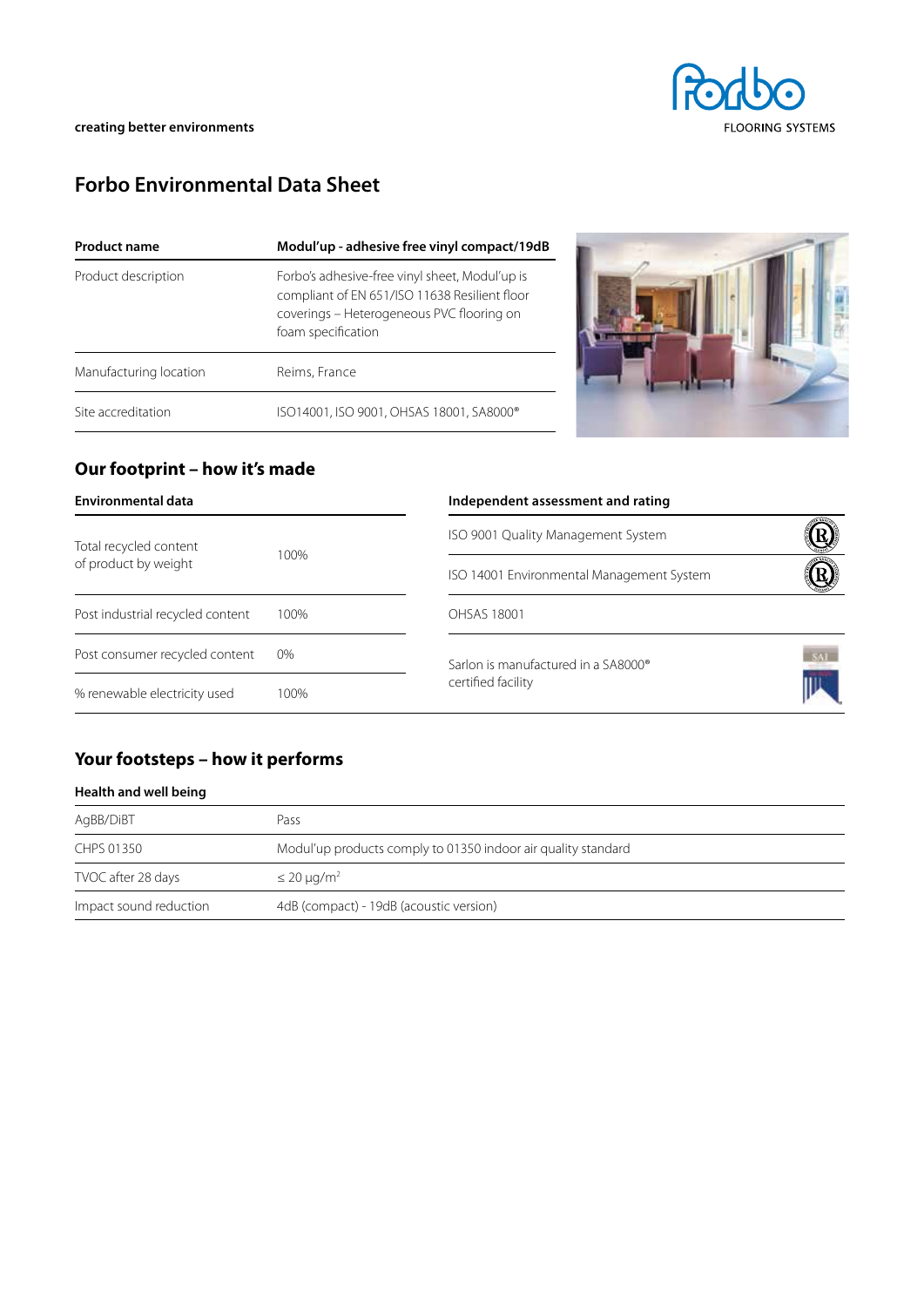creating better environments

# Forbo Environmental Data Sheet

| Product name | Modul'up - adhesive free vinyl compact/19dB |
|---|---|
| Product description | Forbo's adhesive-free vinyl sheet, Modul'up is compliant of EN 651/ISO 11638 Resilient floor coverings – Heterogeneous PVC flooring on foam specification |
| Manufacturing location | Reims, France |
| Site accreditation | ISO14001, ISO 9001, OHSAS 18001, SA8000® |

## Our footprint – how it's made

### Environmental data

| Environmental data | |
|---|---|
| Total recycled content of product by weight | 100% |
| Post industrial recycled content | 100% |
| Post consumer recycled content | 0% |
| % renewable electricity used | 100% |

### Independent assessment and rating

| Independent assessment and rating |
|---|
| ISO 9001 Quality Management System |
| ISO 14001 Environmental Management System |
| OHSAS 18001 |
| Sarlon is manufactured in a SA8000® certified facility |

## Your footsteps – how it performs

### Health and well being

| Health and well being | |
|---|---|
| AgBB/DiBT | Pass |
| CHPS 01350 | Modul'up products comply to 01350 indoor air quality standard |
| TVOC after 28 days | ≤ 20 µg/m² |
| Impact sound reduction | 4dB (compact) - 19dB (acoustic version) |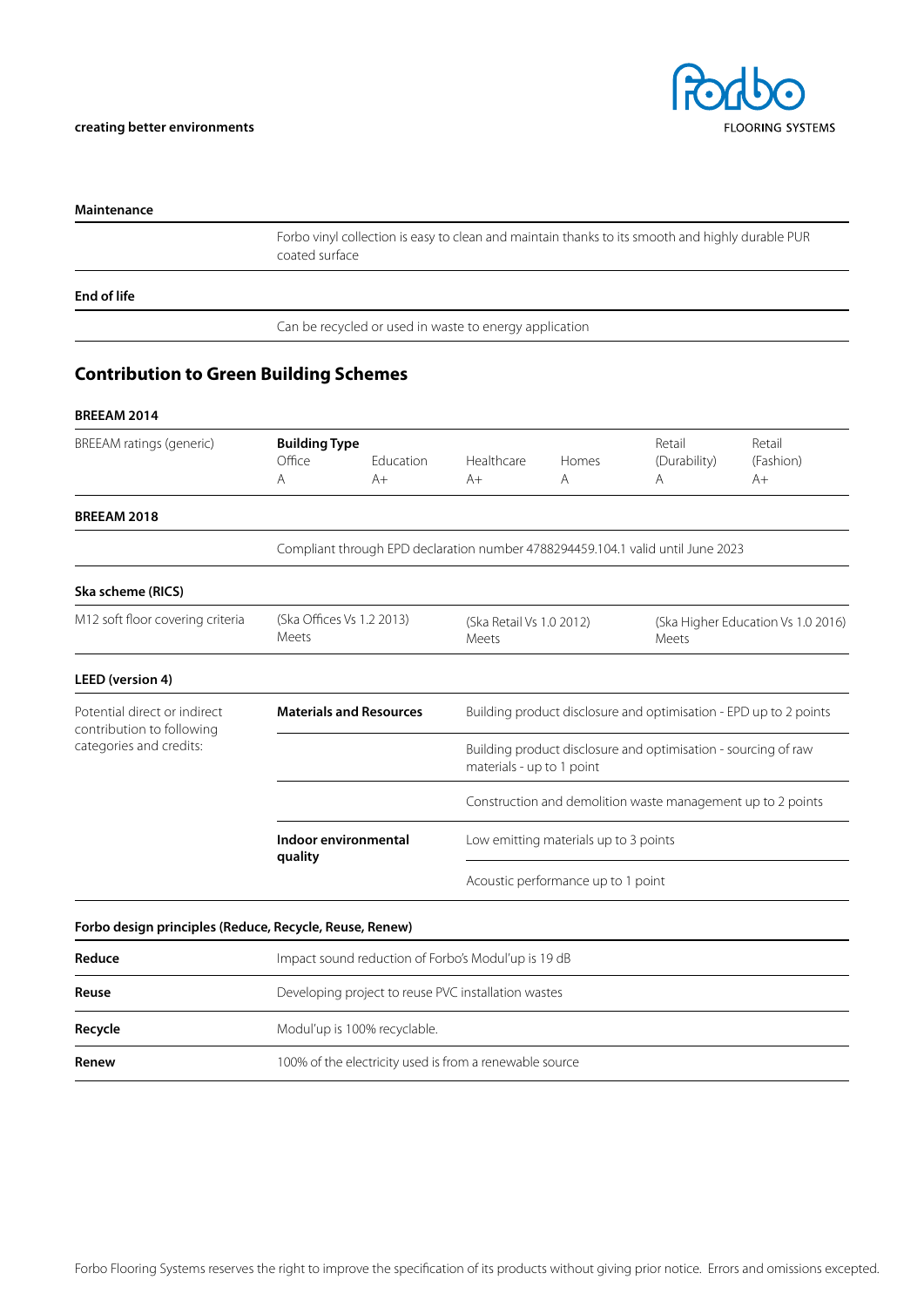**Maintenance**

Forbo vinyl collection is easy to clean and maintain thanks to its smooth and highly durable PUR coated surface

**End of life**

Can be recycled or used in waste to energy application

## Contribution to Green Building Schemes

**BREEAM 2014**

| | | | | | | |
|---|---|---|---|---|---|---|
| BREEAM ratings (generic) | **Building Type** Office | Education | Healthcare | Homes | Retail (Durability) | Retail (Fashion) |
| | A | A+ | A+ | A | A | A+ |

**BREEAM 2018**

Compliant through EPD declaration number 4788294459.104.1 valid until June 2023

**Ska scheme (RICS)**

| | | | |
|---|---|---|---|
| M12 soft floor covering criteria | (Ska Offices Vs 1.2 2013) Meets | (Ska Retail Vs 1.0 2012) Meets | (Ska Higher Education Vs 1.0 2016) Meets |

**LEED (version 4)**

| | | |
|---|---|---|
| Potential direct or indirect contribution to following categories and credits: | **Materials and Resources** | Building product disclosure and optimisation - EPD up to 2 points |
| | | Building product disclosure and optimisation - sourcing of raw materials - up to 1 point |
| | | Construction and demolition waste management up to 2 points |
| | **Indoor environmental quality** | Low emitting materials up to 3 points |
| | | Acoustic performance up to 1 point |

**Forbo design principles (Reduce, Recycle, Reuse, Renew)**

| | |
|---|---|
| **Reduce** | Impact sound reduction of Forbo's Modul'up is 19 dB |
| **Reuse** | Developing project to reuse PVC installation wastes |
| **Recycle** | Modul'up is 100% recyclable. |
| **Renew** | 100% of the electricity used is from a renewable source |

Forbo Flooring Systems reserves the right to improve the specification of its products without giving prior notice. Errors and omissions excepted.